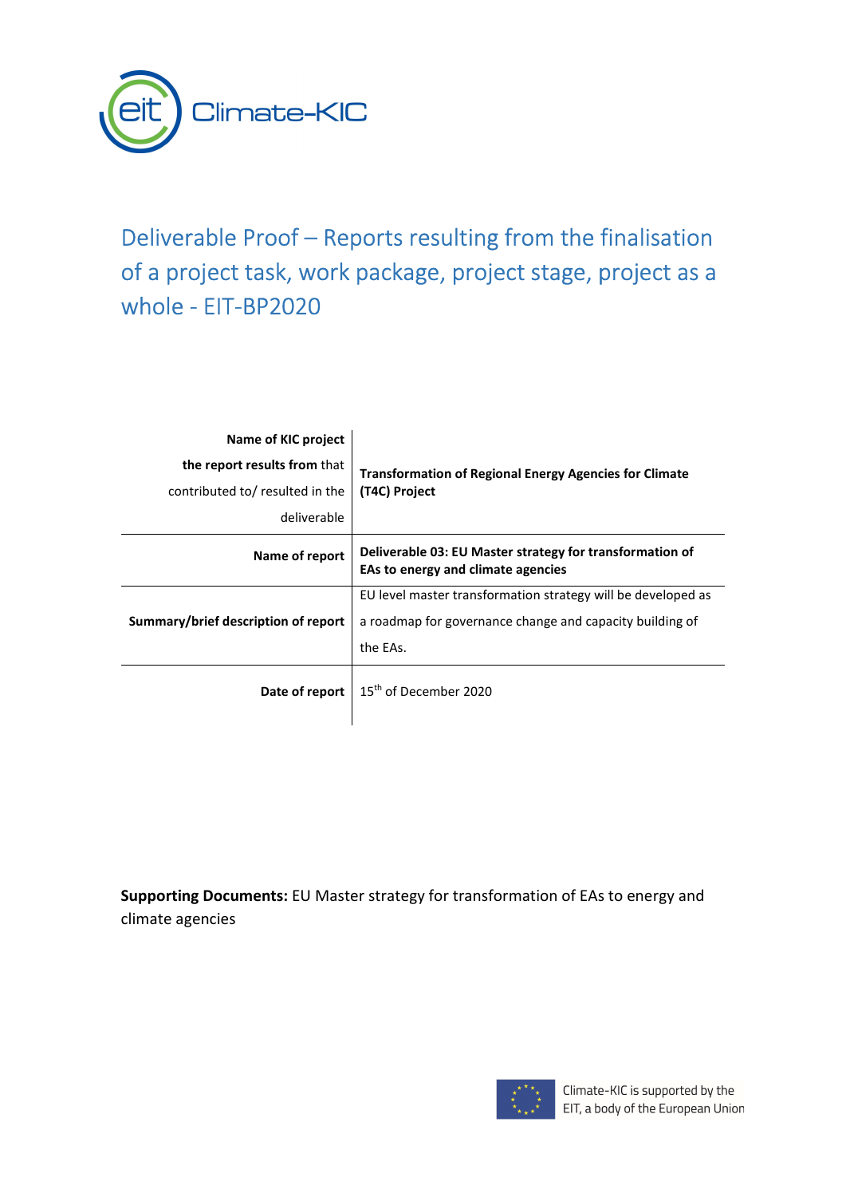# Deliverable Proof – Reports resulting from the finalisation of a project task, work package, project stage, project as a whole - EIT-BP2020

| | |
|---|---|
| **Name of KIC project the report results from** that contributed to/ resulted in the deliverable | **Transformation of Regional Energy Agencies for Climate (T4C) Project** |
| **Name of report** | **Deliverable 03: EU Master strategy for transformation of EAs to energy and climate agencies** |
| **Summary/brief description of report** | EU level master transformation strategy will be developed as a roadmap for governance change and capacity building of the EAs. |
| **Date of report** | 15th of December 2020 |

**Supporting Documents:** EU Master strategy for transformation of EAs to energy and climate agencies

Climate-KIC is supported by the EIT, a body of the European Union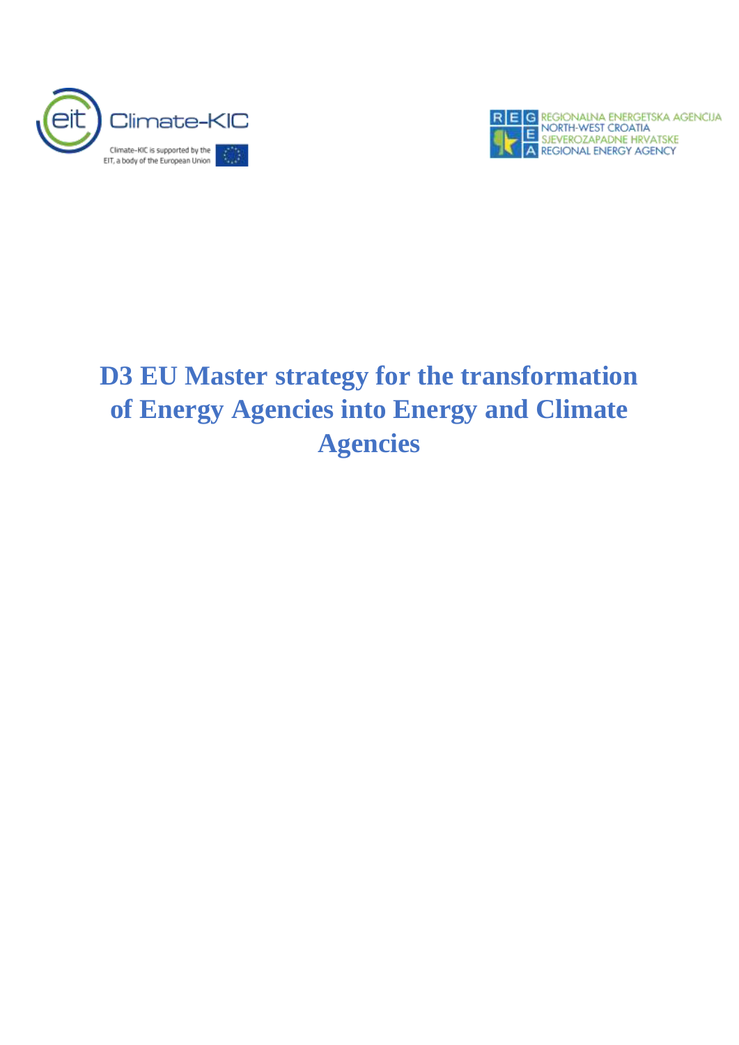# D3 EU Master strategy for the transformation of Energy Agencies into Energy and Climate Agencies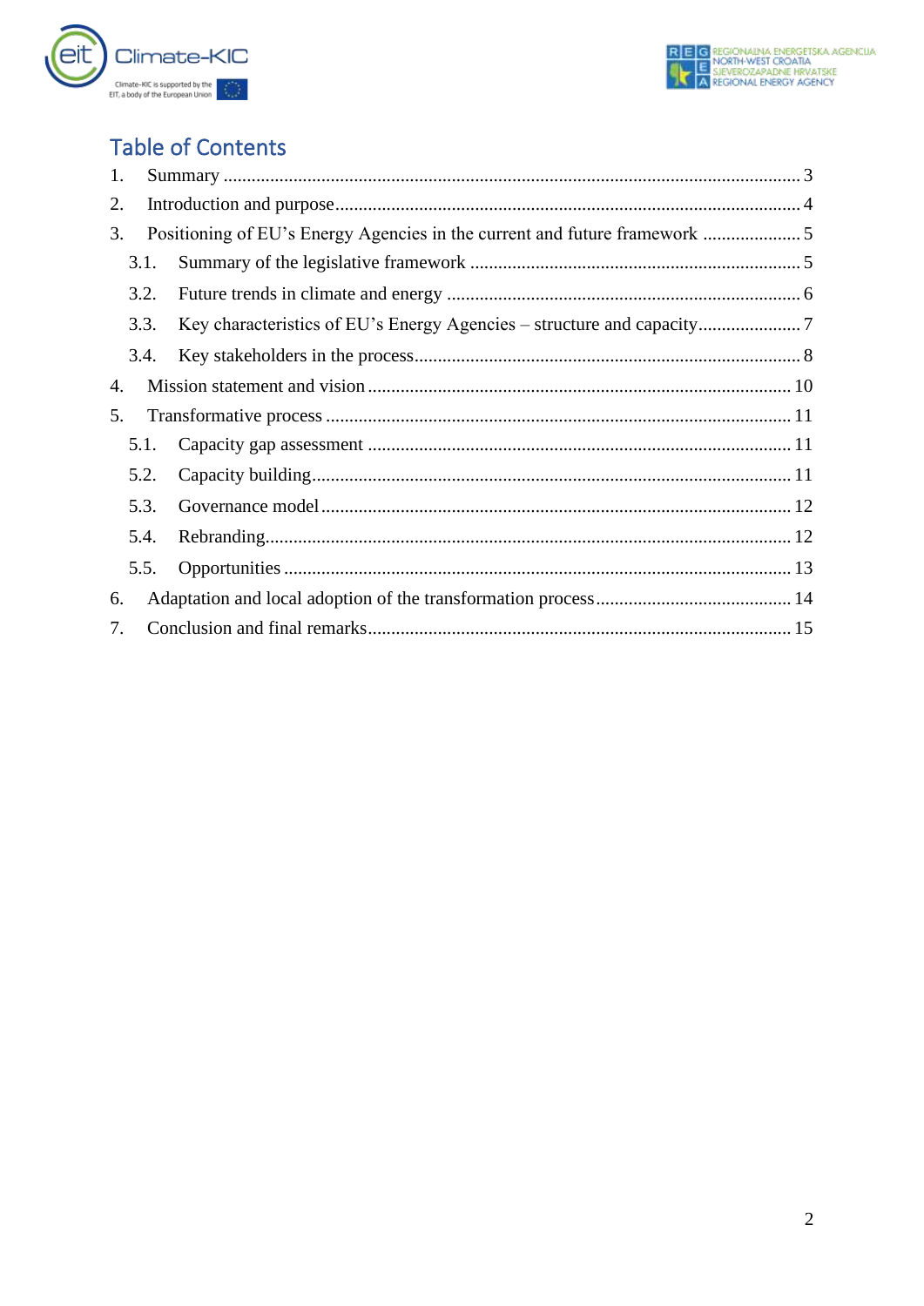# Table of Contents

1. Summary ........................................................................................................................ 3
2. Introduction and purpose ................................................................................................ 4
3. Positioning of EU's Energy Agencies in the current and future framework ..................... 5
   - 3.1. Summary of the legislative framework ..................................................................... 5
   - 3.2. Future trends in climate and energy .......................................................................... 6
   - 3.3. Key characteristics of EU's Energy Agencies – structure and capacity ..................... 7
   - 3.4. Key stakeholders in the process ................................................................................. 8
4. Mission statement and vision ......................................................................................... 10
5. Transformative process .................................................................................................. 11
   - 5.1. Capacity gap assessment .......................................................................................... 11
   - 5.2. Capacity building ...................................................................................................... 11
   - 5.3. Governance model .................................................................................................... 12
   - 5.4. Rebranding ................................................................................................................ 12
   - 5.5. Opportunities ............................................................................................................ 13
6. Adaptation and local adoption of the transformation process ......................................... 14
7. Conclusion and final remarks ......................................................................................... 15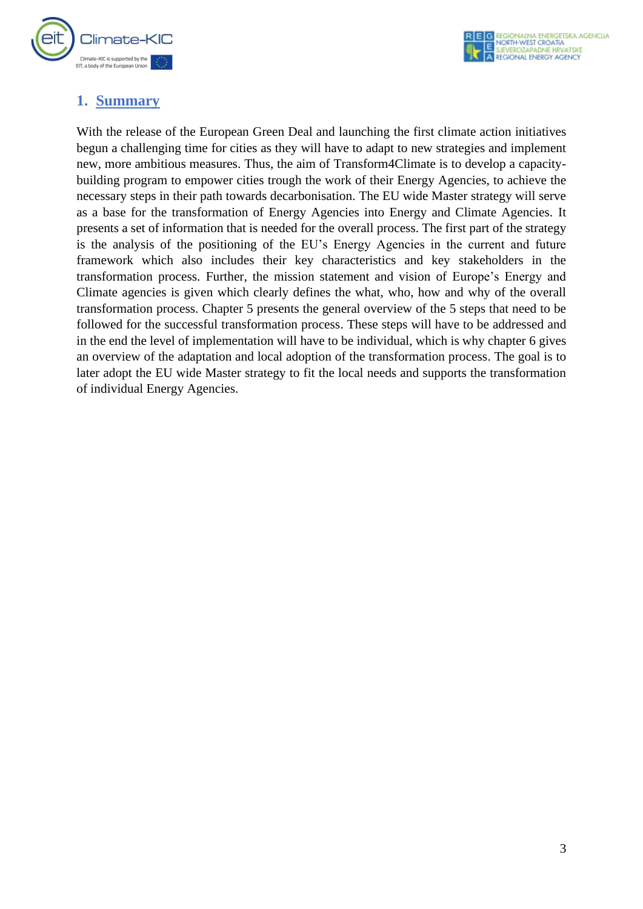# 1. Summary

With the release of the European Green Deal and launching the first climate action initiatives begun a challenging time for cities as they will have to adapt to new strategies and implement new, more ambitious measures. Thus, the aim of Transform4Climate is to develop a capacity-building program to empower cities trough the work of their Energy Agencies, to achieve the necessary steps in their path towards decarbonisation. The EU wide Master strategy will serve as a base for the transformation of Energy Agencies into Energy and Climate Agencies. It presents a set of information that is needed for the overall process. The first part of the strategy is the analysis of the positioning of the EU's Energy Agencies in the current and future framework which also includes their key characteristics and key stakeholders in the transformation process. Further, the mission statement and vision of Europe's Energy and Climate agencies is given which clearly defines the what, who, how and why of the overall transformation process. Chapter 5 presents the general overview of the 5 steps that need to be followed for the successful transformation process. These steps will have to be addressed and in the end the level of implementation will have to be individual, which is why chapter 6 gives an overview of the adaptation and local adoption of the transformation process. The goal is to later adopt the EU wide Master strategy to fit the local needs and supports the transformation of individual Energy Agencies.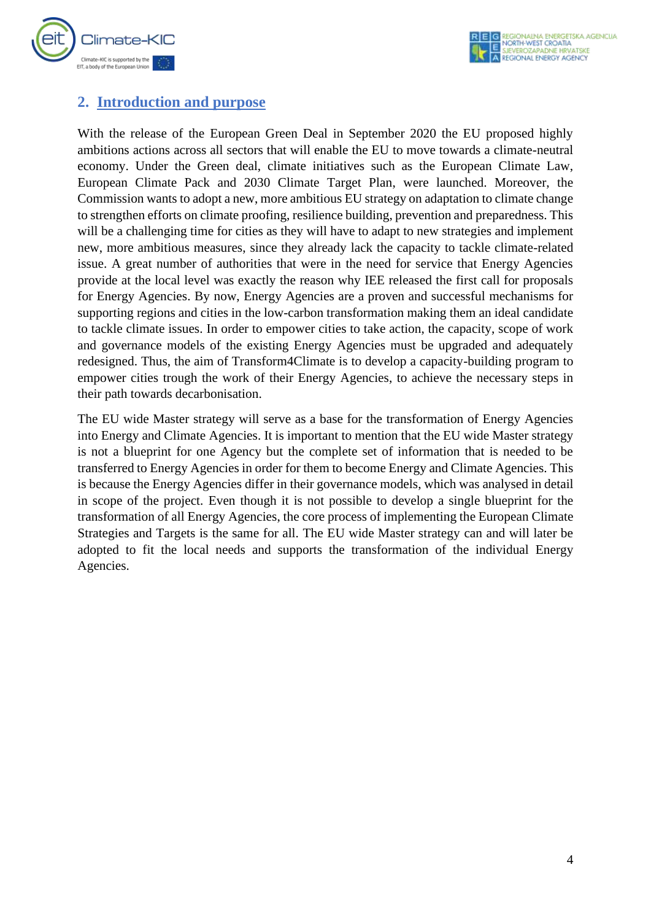## 2. Introduction and purpose

With the release of the European Green Deal in September 2020 the EU proposed highly ambitions actions across all sectors that will enable the EU to move towards a climate-neutral economy. Under the Green deal, climate initiatives such as the European Climate Law, European Climate Pack and 2030 Climate Target Plan, were launched. Moreover, the Commission wants to adopt a new, more ambitious EU strategy on adaptation to climate change to strengthen efforts on climate proofing, resilience building, prevention and preparedness. This will be a challenging time for cities as they will have to adapt to new strategies and implement new, more ambitious measures, since they already lack the capacity to tackle climate-related issue. A great number of authorities that were in the need for service that Energy Agencies provide at the local level was exactly the reason why IEE released the first call for proposals for Energy Agencies. By now, Energy Agencies are a proven and successful mechanisms for supporting regions and cities in the low-carbon transformation making them an ideal candidate to tackle climate issues. In order to empower cities to take action, the capacity, scope of work and governance models of the existing Energy Agencies must be upgraded and adequately redesigned. Thus, the aim of Transform4Climate is to develop a capacity-building program to empower cities trough the work of their Energy Agencies, to achieve the necessary steps in their path towards decarbonisation.

The EU wide Master strategy will serve as a base for the transformation of Energy Agencies into Energy and Climate Agencies. It is important to mention that the EU wide Master strategy is not a blueprint for one Agency but the complete set of information that is needed to be transferred to Energy Agencies in order for them to become Energy and Climate Agencies. This is because the Energy Agencies differ in their governance models, which was analysed in detail in scope of the project. Even though it is not possible to develop a single blueprint for the transformation of all Energy Agencies, the core process of implementing the European Climate Strategies and Targets is the same for all. The EU wide Master strategy can and will later be adopted to fit the local needs and supports the transformation of the individual Energy Agencies.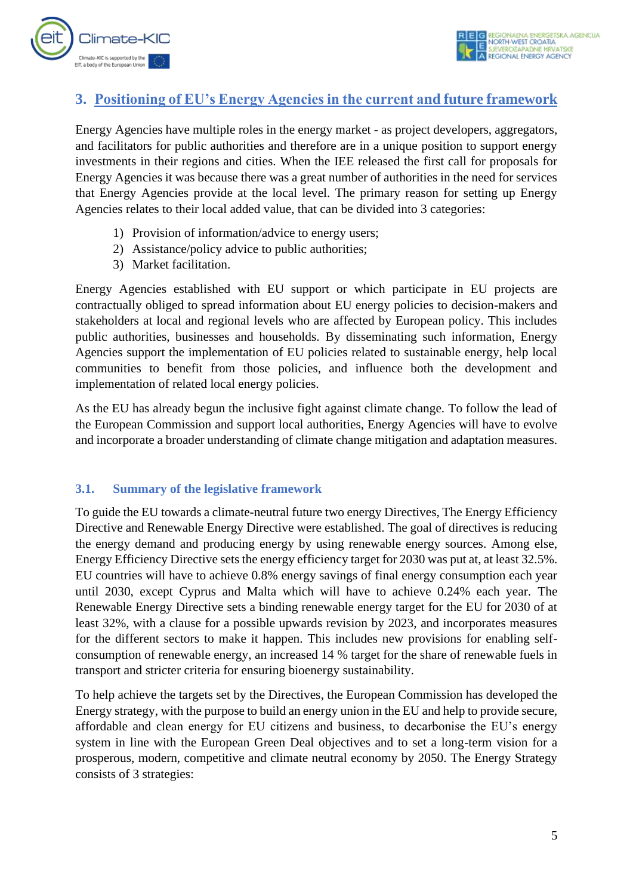## 3. Positioning of EU's Energy Agencies in the current and future framework

Energy Agencies have multiple roles in the energy market - as project developers, aggregators, and facilitators for public authorities and therefore are in a unique position to support energy investments in their regions and cities. When the IEE released the first call for proposals for Energy Agencies it was because there was a great number of authorities in the need for services that Energy Agencies provide at the local level. The primary reason for setting up Energy Agencies relates to their local added value, that can be divided into 3 categories:

1) Provision of information/advice to energy users;
2) Assistance/policy advice to public authorities;
3) Market facilitation.

Energy Agencies established with EU support or which participate in EU projects are contractually obliged to spread information about EU energy policies to decision-makers and stakeholders at local and regional levels who are affected by European policy. This includes public authorities, businesses and households. By disseminating such information, Energy Agencies support the implementation of EU policies related to sustainable energy, help local communities to benefit from those policies, and influence both the development and implementation of related local energy policies.

As the EU has already begun the inclusive fight against climate change. To follow the lead of the European Commission and support local authorities, Energy Agencies will have to evolve and incorporate a broader understanding of climate change mitigation and adaptation measures.

### 3.1. Summary of the legislative framework

To guide the EU towards a climate-neutral future two energy Directives, The Energy Efficiency Directive and Renewable Energy Directive were established. The goal of directives is reducing the energy demand and producing energy by using renewable energy sources. Among else, Energy Efficiency Directive sets the energy efficiency target for 2030 was put at, at least 32.5%. EU countries will have to achieve 0.8% energy savings of final energy consumption each year until 2030, except Cyprus and Malta which will have to achieve 0.24% each year. The Renewable Energy Directive sets a binding renewable energy target for the EU for 2030 of at least 32%, with a clause for a possible upwards revision by 2023, and incorporates measures for the different sectors to make it happen. This includes new provisions for enabling self-consumption of renewable energy, an increased 14 % target for the share of renewable fuels in transport and stricter criteria for ensuring bioenergy sustainability.

To help achieve the targets set by the Directives, the European Commission has developed the Energy strategy, with the purpose to build an energy union in the EU and help to provide secure, affordable and clean energy for EU citizens and business, to decarbonise the EU's energy system in line with the European Green Deal objectives and to set a long-term vision for a prosperous, modern, competitive and climate neutral economy by 2050. The Energy Strategy consists of 3 strategies: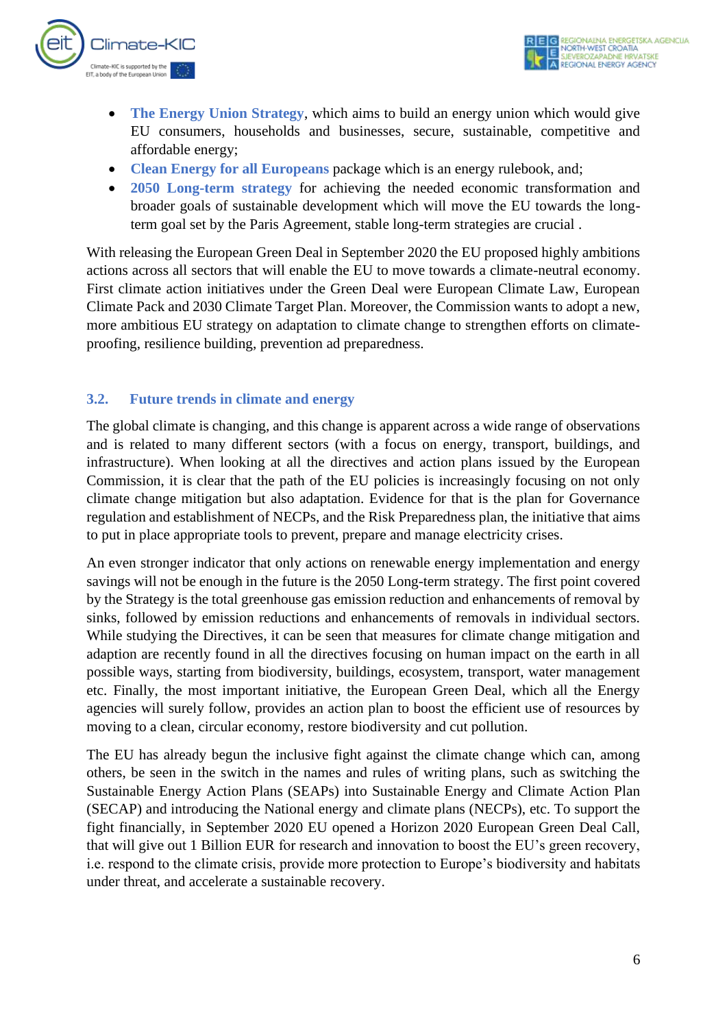- **The Energy Union Strategy**, which aims to build an energy union which would give EU consumers, households and businesses, secure, sustainable, competitive and affordable energy;
- **Clean Energy for all Europeans** package which is an energy rulebook, and;
- **2050 Long-term strategy** for achieving the needed economic transformation and broader goals of sustainable development which will move the EU towards the long-term goal set by the Paris Agreement, stable long-term strategies are crucial .

With releasing the European Green Deal in September 2020 the EU proposed highly ambitions actions across all sectors that will enable the EU to move towards a climate-neutral economy. First climate action initiatives under the Green Deal were European Climate Law, European Climate Pack and 2030 Climate Target Plan. Moreover, the Commission wants to adopt a new, more ambitious EU strategy on adaptation to climate change to strengthen efforts on climate-proofing, resilience building, prevention ad preparedness.

## 3.2. Future trends in climate and energy

The global climate is changing, and this change is apparent across a wide range of observations and is related to many different sectors (with a focus on energy, transport, buildings, and infrastructure). When looking at all the directives and action plans issued by the European Commission, it is clear that the path of the EU policies is increasingly focusing on not only climate change mitigation but also adaptation. Evidence for that is the plan for Governance regulation and establishment of NECPs, and the Risk Preparedness plan, the initiative that aims to put in place appropriate tools to prevent, prepare and manage electricity crises.

An even stronger indicator that only actions on renewable energy implementation and energy savings will not be enough in the future is the 2050 Long-term strategy. The first point covered by the Strategy is the total greenhouse gas emission reduction and enhancements of removal by sinks, followed by emission reductions and enhancements of removals in individual sectors. While studying the Directives, it can be seen that measures for climate change mitigation and adaption are recently found in all the directives focusing on human impact on the earth in all possible ways, starting from biodiversity, buildings, ecosystem, transport, water management etc. Finally, the most important initiative, the European Green Deal, which all the Energy agencies will surely follow, provides an action plan to boost the efficient use of resources by moving to a clean, circular economy, restore biodiversity and cut pollution.

The EU has already begun the inclusive fight against the climate change which can, among others, be seen in the switch in the names and rules of writing plans, such as switching the Sustainable Energy Action Plans (SEAPs) into Sustainable Energy and Climate Action Plan (SECAP) and introducing the National energy and climate plans (NECPs), etc. To support the fight financially, in September 2020 EU opened a Horizon 2020 European Green Deal Call, that will give out 1 Billion EUR for research and innovation to boost the EU's green recovery, i.e. respond to the climate crisis, provide more protection to Europe's biodiversity and habitats under threat, and accelerate a sustainable recovery.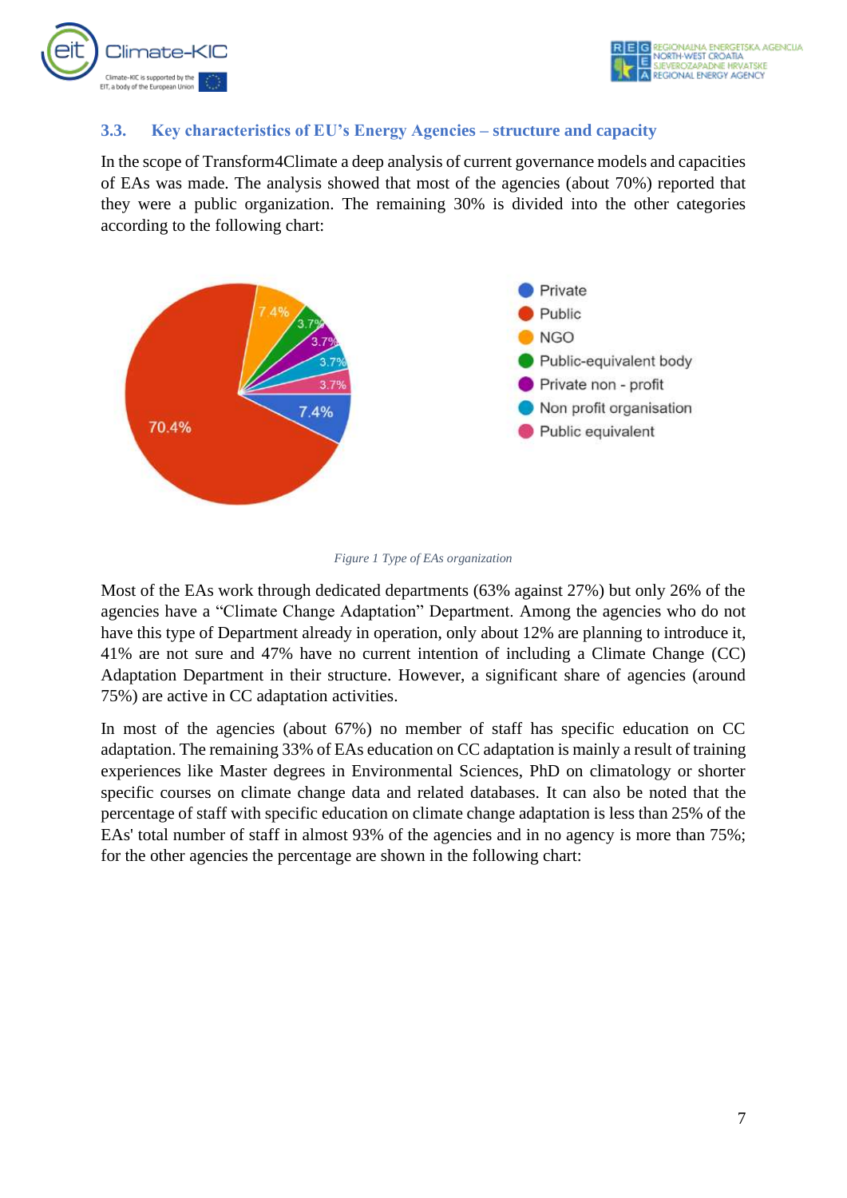### 3.3. Key characteristics of EU's Energy Agencies – structure and capacity

In the scope of Transform4Climate a deep analysis of current governance models and capacities of EAs was made. The analysis showed that most of the agencies (about 70%) reported that they were a public organization. The remaining 30% is divided into the other categories according to the following chart:

*Figure 1 Type of EAs organization*

Most of the EAs work through dedicated departments (63% against 27%) but only 26% of the agencies have a "Climate Change Adaptation" Department. Among the agencies who do not have this type of Department already in operation, only about 12% are planning to introduce it, 41% are not sure and 47% have no current intention of including a Climate Change (CC) Adaptation Department in their structure. However, a significant share of agencies (around 75%) are active in CC adaptation activities.

In most of the agencies (about 67%) no member of staff has specific education on CC adaptation. The remaining 33% of EAs education on CC adaptation is mainly a result of training experiences like Master degrees in Environmental Sciences, PhD on climatology or shorter specific courses on climate change data and related databases. It can also be noted that the percentage of staff with specific education on climate change adaptation is less than 25% of the EAs' total number of staff in almost 93% of the agencies and in no agency is more than 75%; for the other agencies the percentage are shown in the following chart: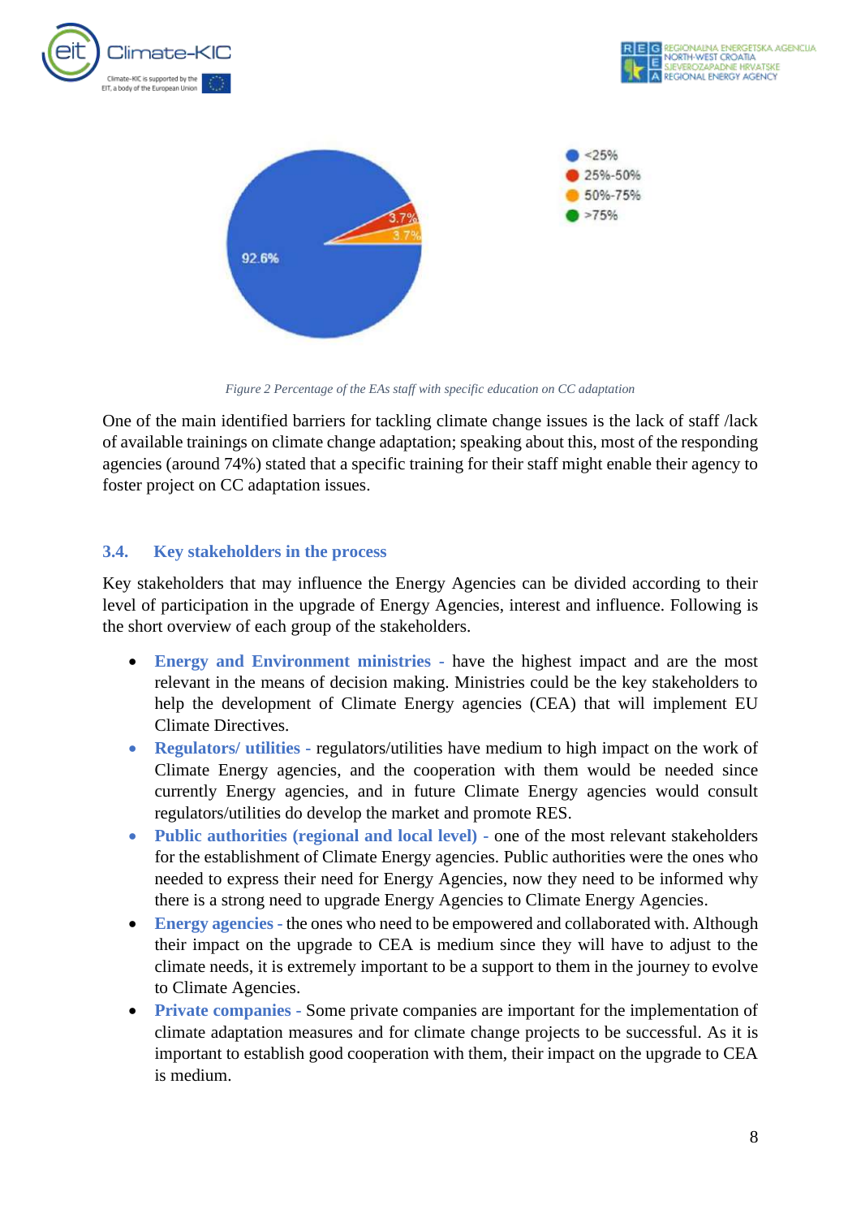Figure 2 Percentage of the EAs staff with specific education on CC adaptation

One of the main identified barriers for tackling climate change issues is the lack of staff /lack of available trainings on climate change adaptation; speaking about this, most of the responding agencies (around 74%) stated that a specific training for their staff might enable their agency to foster project on CC adaptation issues.

### 3.4. Key stakeholders in the process

Key stakeholders that may influence the Energy Agencies can be divided according to their level of participation in the upgrade of Energy Agencies, interest and influence. Following is the short overview of each group of the stakeholders.

- **Energy and Environment ministries** - have the highest impact and are the most relevant in the means of decision making. Ministries could be the key stakeholders to help the development of Climate Energy agencies (CEA) that will implement EU Climate Directives.
- **Regulators/ utilities** - regulators/utilities have medium to high impact on the work of Climate Energy agencies, and the cooperation with them would be needed since currently Energy agencies, and in future Climate Energy agencies would consult regulators/utilities do develop the market and promote RES.
- **Public authorities (regional and local level)** - one of the most relevant stakeholders for the establishment of Climate Energy agencies. Public authorities were the ones who needed to express their need for Energy Agencies, now they need to be informed why there is a strong need to upgrade Energy Agencies to Climate Energy Agencies.
- **Energy agencies** - the ones who need to be empowered and collaborated with. Although their impact on the upgrade to CEA is medium since they will have to adjust to the climate needs, it is extremely important to be a support to them in the journey to evolve to Climate Agencies.
- **Private companies** - Some private companies are important for the implementation of climate adaptation measures and for climate change projects to be successful. As it is important to establish good cooperation with them, their impact on the upgrade to CEA is medium.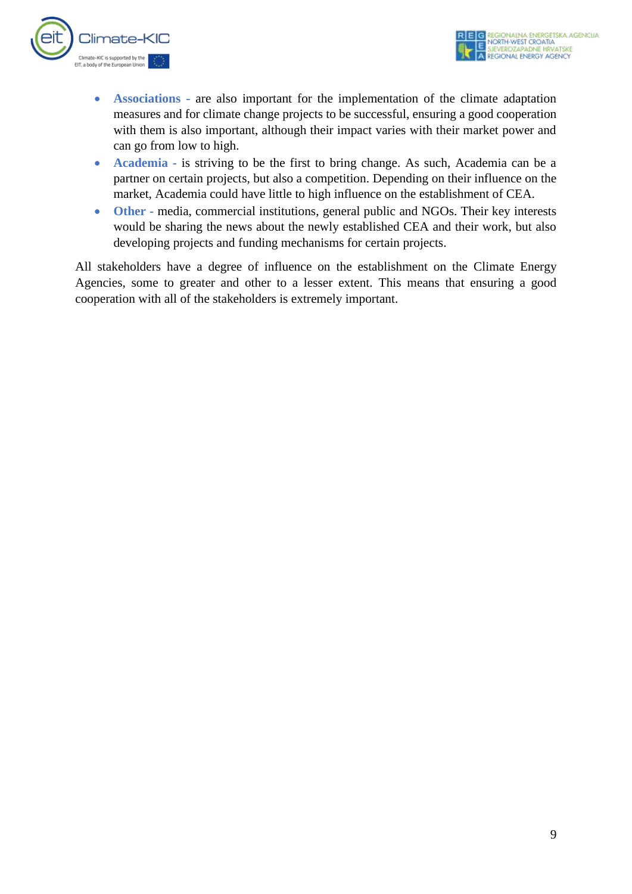- **Associations** - are also important for the implementation of the climate adaptation measures and for climate change projects to be successful, ensuring a good cooperation with them is also important, although their impact varies with their market power and can go from low to high.
- **Academia** - is striving to be the first to bring change. As such, Academia can be a partner on certain projects, but also a competition. Depending on their influence on the market, Academia could have little to high influence on the establishment of CEA.
- **Other** - media, commercial institutions, general public and NGOs. Their key interests would be sharing the news about the newly established CEA and their work, but also developing projects and funding mechanisms for certain projects.

All stakeholders have a degree of influence on the establishment on the Climate Energy Agencies, some to greater and other to a lesser extent. This means that ensuring a good cooperation with all of the stakeholders is extremely important.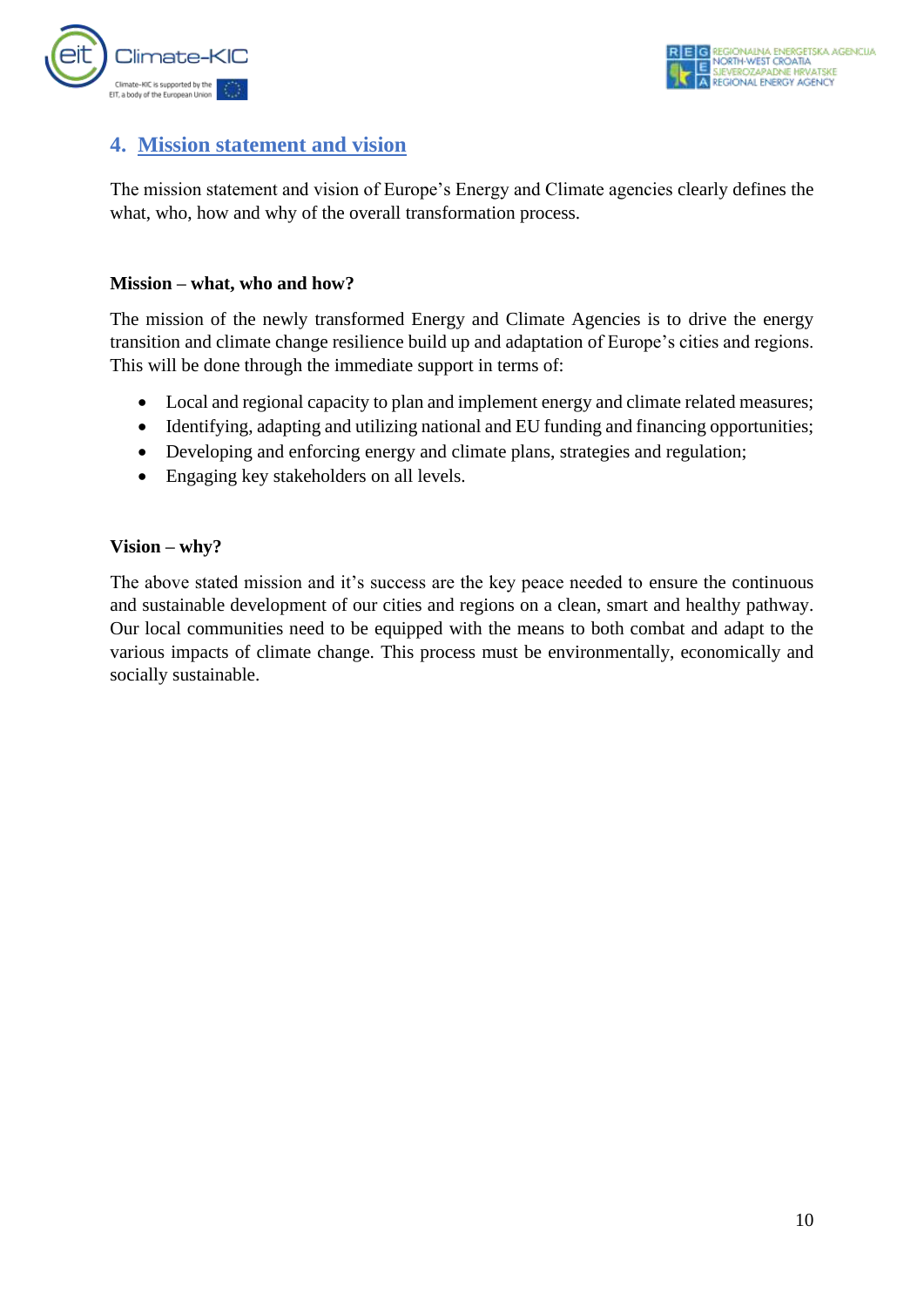## 4. Mission statement and vision

The mission statement and vision of Europe's Energy and Climate agencies clearly defines the what, who, how and why of the overall transformation process.

**Mission – what, who and how?**

The mission of the newly transformed Energy and Climate Agencies is to drive the energy transition and climate change resilience build up and adaptation of Europe's cities and regions. This will be done through the immediate support in terms of:

- Local and regional capacity to plan and implement energy and climate related measures;
- Identifying, adapting and utilizing national and EU funding and financing opportunities;
- Developing and enforcing energy and climate plans, strategies and regulation;
- Engaging key stakeholders on all levels.

**Vision – why?**

The above stated mission and it's success are the key peace needed to ensure the continuous and sustainable development of our cities and regions on a clean, smart and healthy pathway. Our local communities need to be equipped with the means to both combat and adapt to the various impacts of climate change. This process must be environmentally, economically and socially sustainable.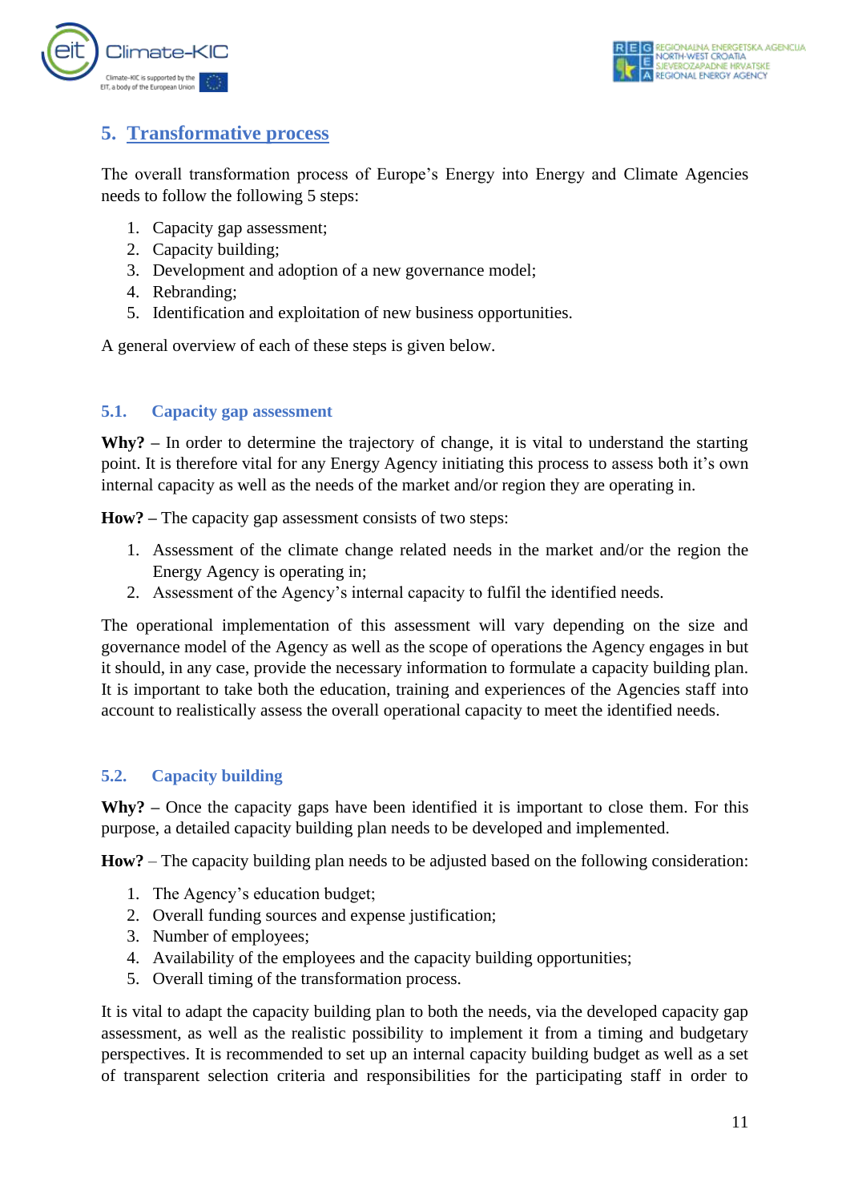## 5. Transformative process

The overall transformation process of Europe's Energy into Energy and Climate Agencies needs to follow the following 5 steps:

1. Capacity gap assessment;
2. Capacity building;
3. Development and adoption of a new governance model;
4. Rebranding;
5. Identification and exploitation of new business opportunities.

A general overview of each of these steps is given below.

### 5.1. Capacity gap assessment

**Why? –** In order to determine the trajectory of change, it is vital to understand the starting point. It is therefore vital for any Energy Agency initiating this process to assess both it's own internal capacity as well as the needs of the market and/or region they are operating in.

**How? –** The capacity gap assessment consists of two steps:

1. Assessment of the climate change related needs in the market and/or the region the Energy Agency is operating in;
2. Assessment of the Agency's internal capacity to fulfil the identified needs.

The operational implementation of this assessment will vary depending on the size and governance model of the Agency as well as the scope of operations the Agency engages in but it should, in any case, provide the necessary information to formulate a capacity building plan. It is important to take both the education, training and experiences of the Agencies staff into account to realistically assess the overall operational capacity to meet the identified needs.

### 5.2. Capacity building

**Why? –** Once the capacity gaps have been identified it is important to close them. For this purpose, a detailed capacity building plan needs to be developed and implemented.

**How?** – The capacity building plan needs to be adjusted based on the following consideration:

1. The Agency's education budget;
2. Overall funding sources and expense justification;
3. Number of employees;
4. Availability of the employees and the capacity building opportunities;
5. Overall timing of the transformation process.

It is vital to adapt the capacity building plan to both the needs, via the developed capacity gap assessment, as well as the realistic possibility to implement it from a timing and budgetary perspectives. It is recommended to set up an internal capacity building budget as well as a set of transparent selection criteria and responsibilities for the participating staff in order to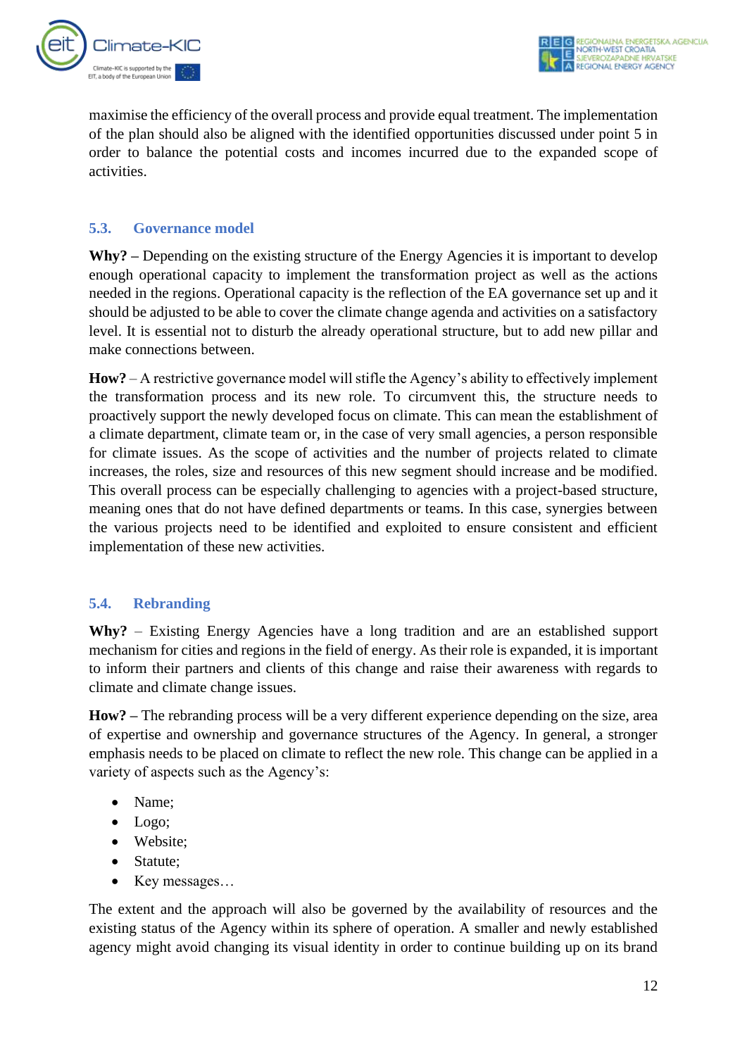maximise the efficiency of the overall process and provide equal treatment. The implementation of the plan should also be aligned with the identified opportunities discussed under point 5 in order to balance the potential costs and incomes incurred due to the expanded scope of activities.

### 5.3. Governance model

**Why? –** Depending on the existing structure of the Energy Agencies it is important to develop enough operational capacity to implement the transformation project as well as the actions needed in the regions. Operational capacity is the reflection of the EA governance set up and it should be adjusted to be able to cover the climate change agenda and activities on a satisfactory level. It is essential not to disturb the already operational structure, but to add new pillar and make connections between.

**How?** – A restrictive governance model will stifle the Agency's ability to effectively implement the transformation process and its new role. To circumvent this, the structure needs to proactively support the newly developed focus on climate. This can mean the establishment of a climate department, climate team or, in the case of very small agencies, a person responsible for climate issues. As the scope of activities and the number of projects related to climate increases, the roles, size and resources of this new segment should increase and be modified. This overall process can be especially challenging to agencies with a project-based structure, meaning ones that do not have defined departments or teams. In this case, synergies between the various projects need to be identified and exploited to ensure consistent and efficient implementation of these new activities.

### 5.4. Rebranding

**Why?** – Existing Energy Agencies have a long tradition and are an established support mechanism for cities and regions in the field of energy. As their role is expanded, it is important to inform their partners and clients of this change and raise their awareness with regards to climate and climate change issues.

**How? –** The rebranding process will be a very different experience depending on the size, area of expertise and ownership and governance structures of the Agency. In general, a stronger emphasis needs to be placed on climate to reflect the new role. This change can be applied in a variety of aspects such as the Agency's:

- Name;
- Logo;
- Website;
- Statute;
- Key messages…

The extent and the approach will also be governed by the availability of resources and the existing status of the Agency within its sphere of operation. A smaller and newly established agency might avoid changing its visual identity in order to continue building up on its brand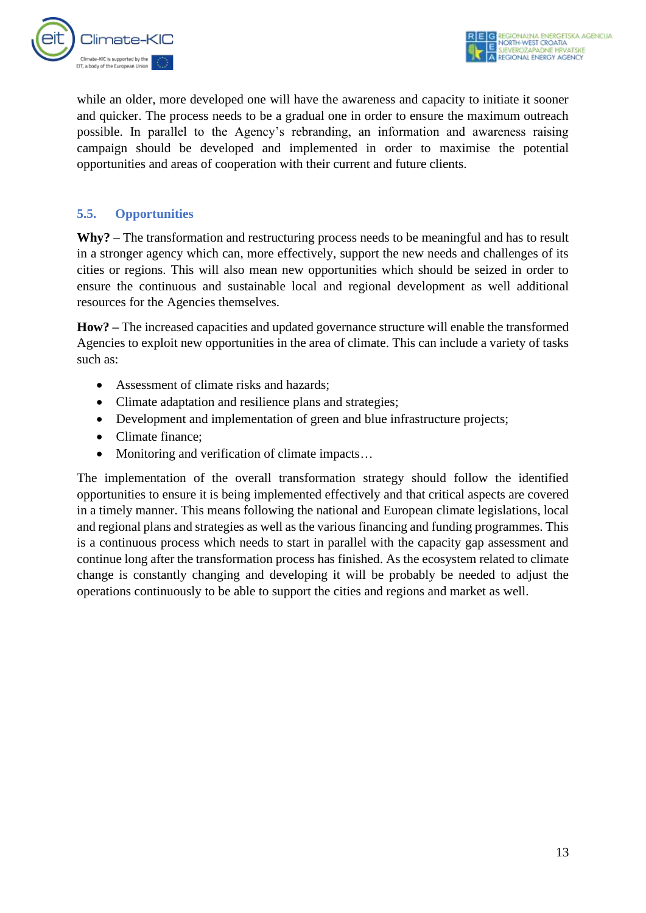while an older, more developed one will have the awareness and capacity to initiate it sooner and quicker. The process needs to be a gradual one in order to ensure the maximum outreach possible. In parallel to the Agency's rebranding, an information and awareness raising campaign should be developed and implemented in order to maximise the potential opportunities and areas of cooperation with their current and future clients.

## 5.5. Opportunities

**Why? –** The transformation and restructuring process needs to be meaningful and has to result in a stronger agency which can, more effectively, support the new needs and challenges of its cities or regions. This will also mean new opportunities which should be seized in order to ensure the continuous and sustainable local and regional development as well additional resources for the Agencies themselves.

**How? –** The increased capacities and updated governance structure will enable the transformed Agencies to exploit new opportunities in the area of climate. This can include a variety of tasks such as:

- Assessment of climate risks and hazards;
- Climate adaptation and resilience plans and strategies;
- Development and implementation of green and blue infrastructure projects;
- Climate finance;
- Monitoring and verification of climate impacts…

The implementation of the overall transformation strategy should follow the identified opportunities to ensure it is being implemented effectively and that critical aspects are covered in a timely manner. This means following the national and European climate legislations, local and regional plans and strategies as well as the various financing and funding programmes. This is a continuous process which needs to start in parallel with the capacity gap assessment and continue long after the transformation process has finished. As the ecosystem related to climate change is constantly changing and developing it will be probably be needed to adjust the operations continuously to be able to support the cities and regions and market as well.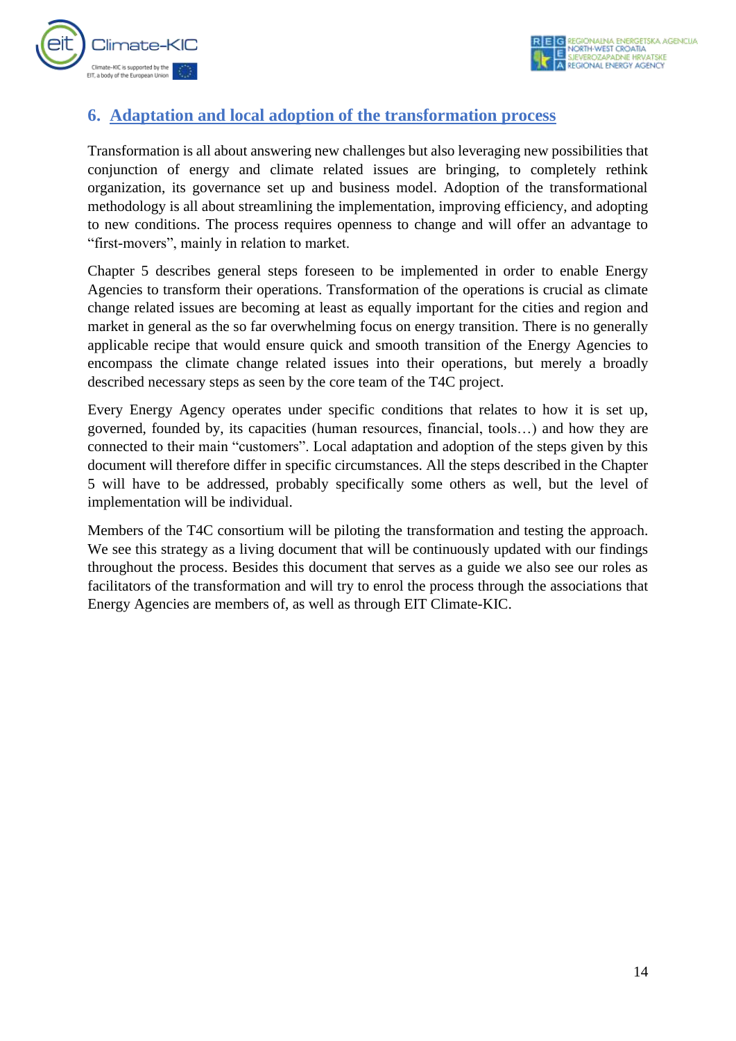## 6. Adaptation and local adoption of the transformation process

Transformation is all about answering new challenges but also leveraging new possibilities that conjunction of energy and climate related issues are bringing, to completely rethink organization, its governance set up and business model. Adoption of the transformational methodology is all about streamlining the implementation, improving efficiency, and adopting to new conditions. The process requires openness to change and will offer an advantage to "first-movers", mainly in relation to market.

Chapter 5 describes general steps foreseen to be implemented in order to enable Energy Agencies to transform their operations. Transformation of the operations is crucial as climate change related issues are becoming at least as equally important for the cities and region and market in general as the so far overwhelming focus on energy transition. There is no generally applicable recipe that would ensure quick and smooth transition of the Energy Agencies to encompass the climate change related issues into their operations, but merely a broadly described necessary steps as seen by the core team of the T4C project.

Every Energy Agency operates under specific conditions that relates to how it is set up, governed, founded by, its capacities (human resources, financial, tools…) and how they are connected to their main "customers". Local adaptation and adoption of the steps given by this document will therefore differ in specific circumstances. All the steps described in the Chapter 5 will have to be addressed, probably specifically some others as well, but the level of implementation will be individual.

Members of the T4C consortium will be piloting the transformation and testing the approach. We see this strategy as a living document that will be continuously updated with our findings throughout the process. Besides this document that serves as a guide we also see our roles as facilitators of the transformation and will try to enrol the process through the associations that Energy Agencies are members of, as well as through EIT Climate-KIC.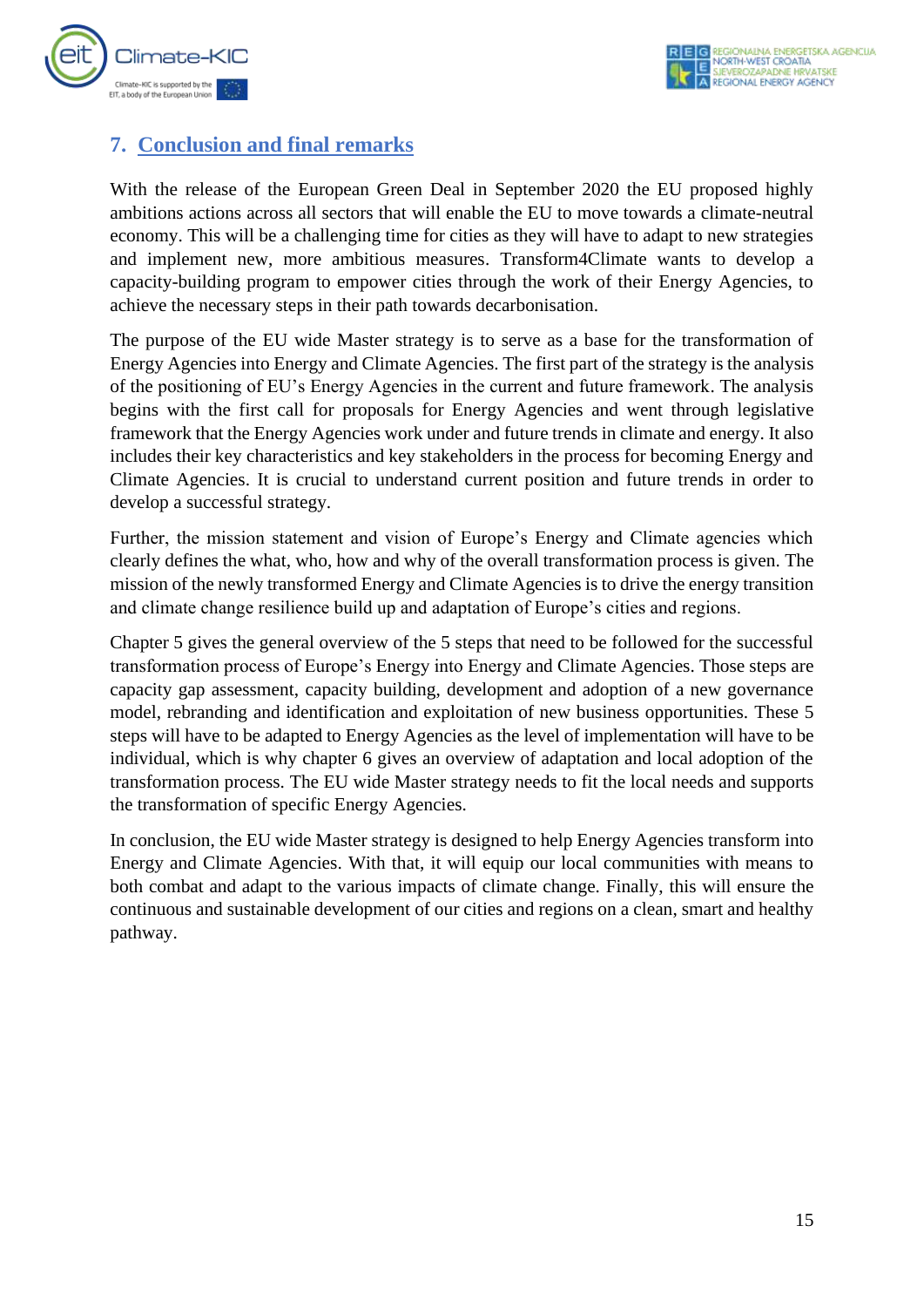## 7. Conclusion and final remarks

With the release of the European Green Deal in September 2020 the EU proposed highly ambitions actions across all sectors that will enable the EU to move towards a climate-neutral economy. This will be a challenging time for cities as they will have to adapt to new strategies and implement new, more ambitious measures. Transform4Climate wants to develop a capacity-building program to empower cities through the work of their Energy Agencies, to achieve the necessary steps in their path towards decarbonisation.

The purpose of the EU wide Master strategy is to serve as a base for the transformation of Energy Agencies into Energy and Climate Agencies. The first part of the strategy is the analysis of the positioning of EU's Energy Agencies in the current and future framework. The analysis begins with the first call for proposals for Energy Agencies and went through legislative framework that the Energy Agencies work under and future trends in climate and energy. It also includes their key characteristics and key stakeholders in the process for becoming Energy and Climate Agencies. It is crucial to understand current position and future trends in order to develop a successful strategy.

Further, the mission statement and vision of Europe's Energy and Climate agencies which clearly defines the what, who, how and why of the overall transformation process is given. The mission of the newly transformed Energy and Climate Agencies is to drive the energy transition and climate change resilience build up and adaptation of Europe's cities and regions.

Chapter 5 gives the general overview of the 5 steps that need to be followed for the successful transformation process of Europe's Energy into Energy and Climate Agencies. Those steps are capacity gap assessment, capacity building, development and adoption of a new governance model, rebranding and identification and exploitation of new business opportunities. These 5 steps will have to be adapted to Energy Agencies as the level of implementation will have to be individual, which is why chapter 6 gives an overview of adaptation and local adoption of the transformation process. The EU wide Master strategy needs to fit the local needs and supports the transformation of specific Energy Agencies.

In conclusion, the EU wide Master strategy is designed to help Energy Agencies transform into Energy and Climate Agencies. With that, it will equip our local communities with means to both combat and adapt to the various impacts of climate change. Finally, this will ensure the continuous and sustainable development of our cities and regions on a clean, smart and healthy pathway.